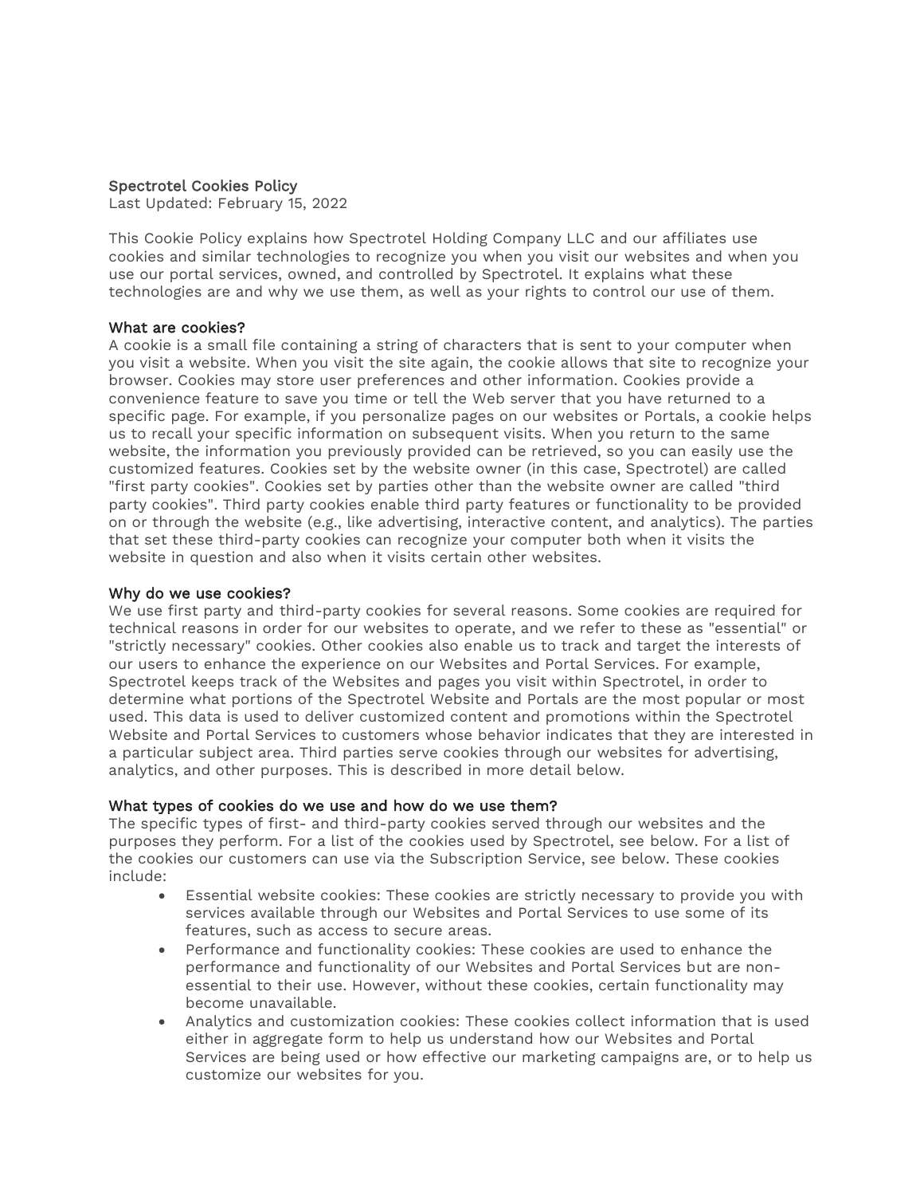# Spectrotel Cookies Policy

Last Updated: February 15, 2022

This Cookie Policy explains how Spectrotel Holding Company LLC and our affiliates use cookies and similar technologies to recognize you when you visit our websites and when you use our portal services, owned, and controlled by Spectrotel. It explains what these technologies are and why we use them, as well as your rights to control our use of them.

## What are cookies?

A cookie is a small file containing a string of characters that is sent to your computer when you visit a website. When you visit the site again, the cookie allows that site to recognize your browser. Cookies may store user preferences and other information. Cookies provide a convenience feature to save you time or tell the Web server that you have returned to a specific page. For example, if you personalize pages on our websites or Portals, a cookie helps us to recall your specific information on subsequent visits. When you return to the same website, the information you previously provided can be retrieved, so you can easily use the customized features. Cookies set by the website owner (in this case, Spectrotel) are called "first party cookies". Cookies set by parties other than the website owner are called "third party cookies". Third party cookies enable third party features or functionality to be provided on or through the website (e.g., like advertising, interactive content, and analytics). The parties that set these third-party cookies can recognize your computer both when it visits the website in question and also when it visits certain other websites.

## Why do we use cookies?

We use first party and third-party cookies for several reasons. Some cookies are required for technical reasons in order for our websites to operate, and we refer to these as "essential" or "strictly necessary" cookies. Other cookies also enable us to track and target the interests of our users to enhance the experience on our Websites and Portal Services. For example, Spectrotel keeps track of the Websites and pages you visit within Spectrotel, in order to determine what portions of the Spectrotel Website and Portals are the most popular or most used. This data is used to deliver customized content and promotions within the Spectrotel Website and Portal Services to customers whose behavior indicates that they are interested in a particular subject area. Third parties serve cookies through our websites for advertising, analytics, and other purposes. This is described in more detail below.

## What types of cookies do we use and how do we use them?

The specific types of first- and third-party cookies served through our websites and the purposes they perform. For a list of the cookies used by Spectrotel, see below. For a list of the cookies our customers can use via the Subscription Service, see below. These cookies include:

- Essential website cookies: These cookies are strictly necessary to provide you with services available through our Websites and Portal Services to use some of its features, such as access to secure areas.
- Performance and functionality cookies: These cookies are used to enhance the performance and functionality of our Websites and Portal Services but are non-essential to their use. However, without these cookies, certain functionality may become unavailable.
- Analytics and customization cookies: These cookies collect information that is used either in aggregate form to help us understand how our Websites and Portal Services are being used or how effective our marketing campaigns are, or to help us customize our websites for you.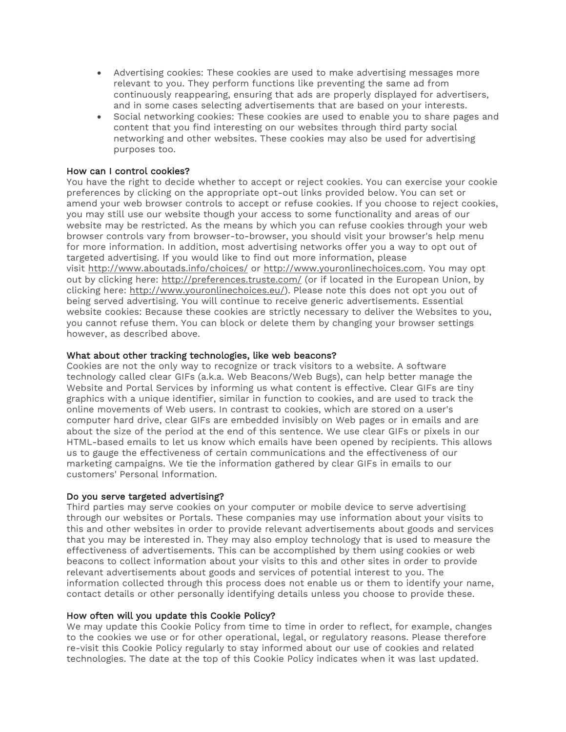- Advertising cookies: These cookies are used to make advertising messages more relevant to you. They perform functions like preventing the same ad from continuously reappearing, ensuring that ads are properly displayed for advertisers, and in some cases selecting advertisements that are based on your interests.
- Social networking cookies: These cookies are used to enable you to share pages and content that you find interesting on our websites through third party social networking and other websites. These cookies may also be used for advertising purposes too.

### How can I control cookies?

You have the right to decide whether to accept or reject cookies. You can exercise your cookie preferences by clicking on the appropriate opt-out links provided below. You can set or amend your web browser controls to accept or refuse cookies. If you choose to reject cookies, you may still use our website though your access to some functionality and areas of our website may be restricted. As the means by which you can refuse cookies through your web browser controls vary from browser-to-browser, you should visit your browser's help menu for more information. In addition, most advertising networks offer you a way to opt out of targeted advertising. If you would like to find out more information, please visit http://www.aboutads.info/choices/ or http://www.youronlinechoices.com. You may opt out by clicking here: http://preferences.truste.com/ (or if located in the European Union, by clicking here: http://www.youronlinechoices.eu/). Please note this does not opt you out of being served advertising. You will continue to receive generic advertisements. Essential website cookies: Because these cookies are strictly necessary to deliver the Websites to you, you cannot refuse them. You can block or delete them by changing your browser settings however, as described above.

### What about other tracking technologies, like web beacons?

Cookies are not the only way to recognize or track visitors to a website. A software technology called clear GIFs (a.k.a. Web Beacons/Web Bugs), can help better manage the Website and Portal Services by informing us what content is effective. Clear GIFs are tiny graphics with a unique identifier, similar in function to cookies, and are used to track the online movements of Web users. In contrast to cookies, which are stored on a user's computer hard drive, clear GIFs are embedded invisibly on Web pages or in emails and are about the size of the period at the end of this sentence. We use clear GIFs or pixels in our HTML-based emails to let us know which emails have been opened by recipients. This allows us to gauge the effectiveness of certain communications and the effectiveness of our marketing campaigns. We tie the information gathered by clear GIFs in emails to our customers' Personal Information.

### Do you serve targeted advertising?

Third parties may serve cookies on your computer or mobile device to serve advertising through our websites or Portals. These companies may use information about your visits to this and other websites in order to provide relevant advertisements about goods and services that you may be interested in. They may also employ technology that is used to measure the effectiveness of advertisements. This can be accomplished by them using cookies or web beacons to collect information about your visits to this and other sites in order to provide relevant advertisements about goods and services of potential interest to you. The information collected through this process does not enable us or them to identify your name, contact details or other personally identifying details unless you choose to provide these.

### How often will you update this Cookie Policy?

We may update this Cookie Policy from time to time in order to reflect, for example, changes to the cookies we use or for other operational, legal, or regulatory reasons. Please therefore re-visit this Cookie Policy regularly to stay informed about our use of cookies and related technologies. The date at the top of this Cookie Policy indicates when it was last updated.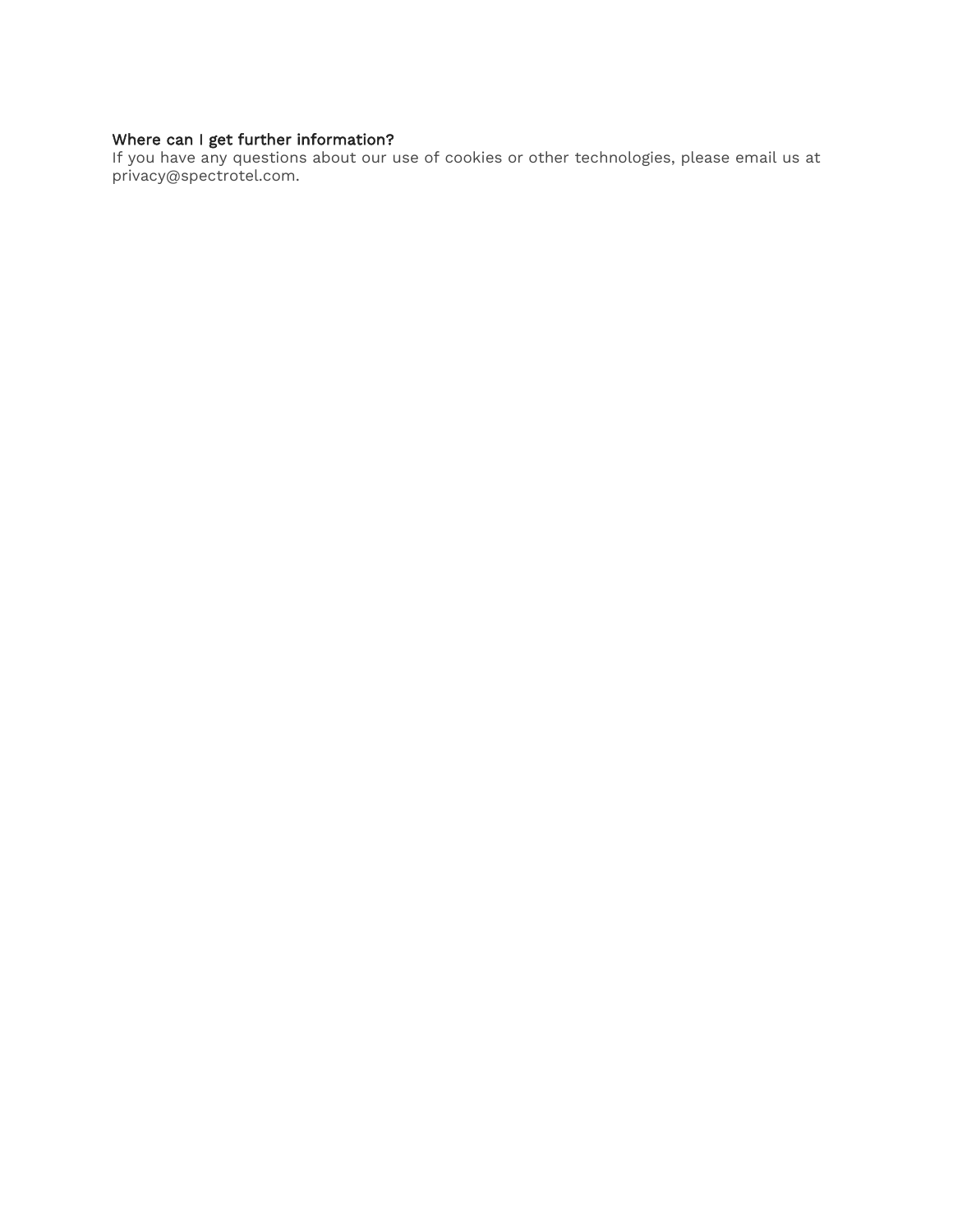### Where can I get further information?

If you have any questions about our use of cookies or other technologies, please email us at privacy@spectrotel.com.